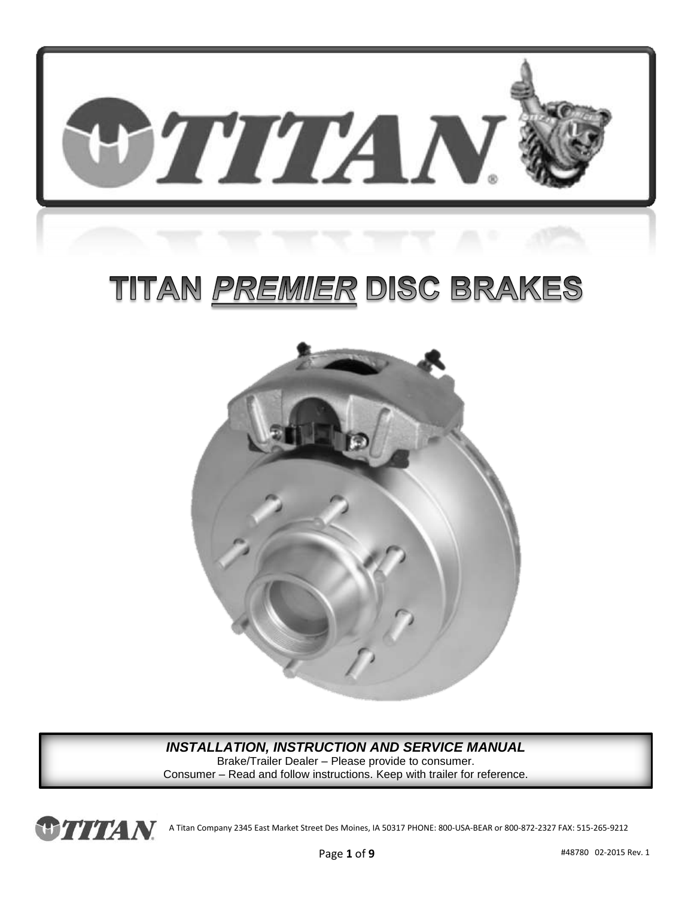# TITAN *PREMIER* DISC BRAKES

***INSTALLATION, INSTRUCTION AND SERVICE MANUAL***

Brake/Trailer Dealer – Please provide to consumer.
Consumer – Read and follow instructions. Keep with trailer for reference.

A Titan Company 2345 East Market Street Des Moines, IA 50317 PHONE: 800-USA-BEAR or 800-872-2327 FAX: 515-265-9212

#48780 02-2015 Rev. 1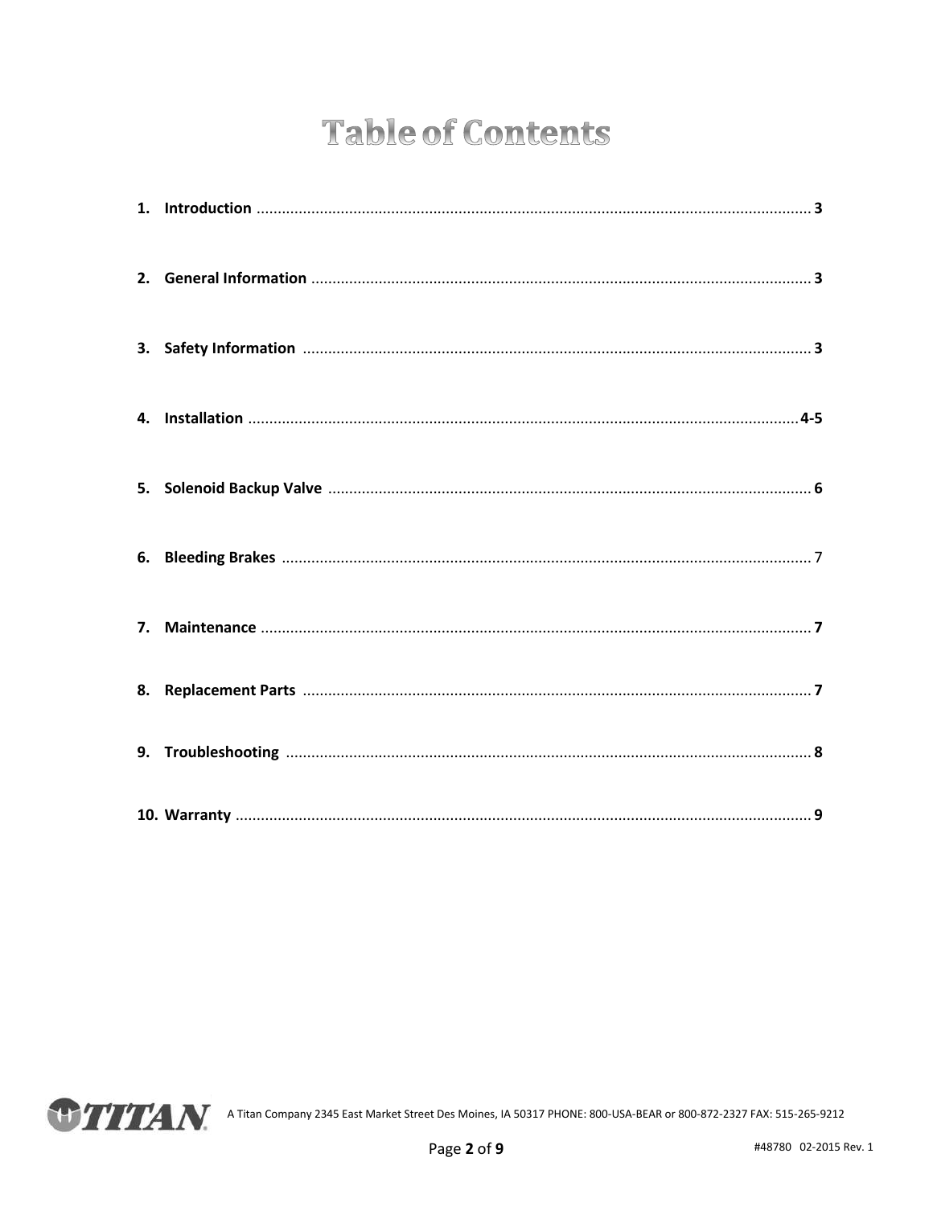# Table of Contents

1. **Introduction** .................................................. **3**
2. **General Information** .................................................. **3**
3. **Safety Information** .................................................. **3**
4. **Installation** .................................................. **4-5**
5. **Solenoid Backup Valve** .................................................. **6**
6. **Bleeding Brakes** .................................................. 7
7. **Maintenance** .................................................. **7**
8. **Replacement Parts** .................................................. **7**
9. **Troubleshooting** .................................................. **8**
10. **Warranty** .................................................. **9**

A Titan Company 2345 East Market Street Des Moines, IA 50317 PHONE: 800-USA-BEAR or 800-872-2327 FAX: 515-265-9212

#48780 02-2015 Rev. 1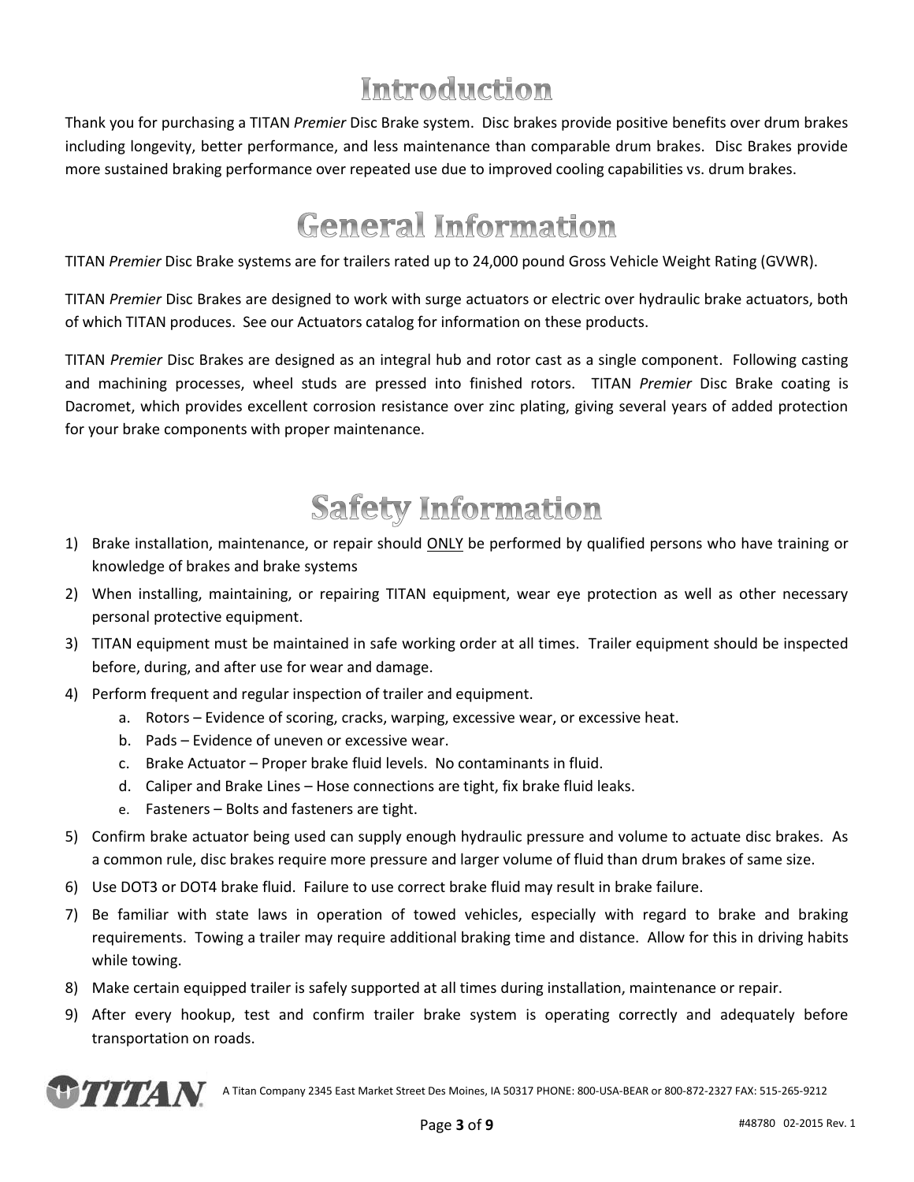# Introduction

Thank you for purchasing a TITAN *Premier* Disc Brake system. Disc brakes provide positive benefits over drum brakes including longevity, better performance, and less maintenance than comparable drum brakes. Disc Brakes provide more sustained braking performance over repeated use due to improved cooling capabilities vs. drum brakes.

# General Information

TITAN *Premier* Disc Brake systems are for trailers rated up to 24,000 pound Gross Vehicle Weight Rating (GVWR).

TITAN *Premier* Disc Brakes are designed to work with surge actuators or electric over hydraulic brake actuators, both of which TITAN produces. See our Actuators catalog for information on these products.

TITAN *Premier* Disc Brakes are designed as an integral hub and rotor cast as a single component. Following casting and machining processes, wheel studs are pressed into finished rotors. TITAN *Premier* Disc Brake coating is Dacromet, which provides excellent corrosion resistance over zinc plating, giving several years of added protection for your brake components with proper maintenance.

# Safety Information

1) Brake installation, maintenance, or repair should <u>ONLY</u> be performed by qualified persons who have training or knowledge of brakes and brake systems
2) When installing, maintaining, or repairing TITAN equipment, wear eye protection as well as other necessary personal protective equipment.
3) TITAN equipment must be maintained in safe working order at all times. Trailer equipment should be inspected before, during, and after use for wear and damage.
4) Perform frequent and regular inspection of trailer and equipment.
    a. Rotors – Evidence of scoring, cracks, warping, excessive wear, or excessive heat.
    b. Pads – Evidence of uneven or excessive wear.
    c. Brake Actuator – Proper brake fluid levels. No contaminants in fluid.
    d. Caliper and Brake Lines – Hose connections are tight, fix brake fluid leaks.
    e. Fasteners – Bolts and fasteners are tight.
5) Confirm brake actuator being used can supply enough hydraulic pressure and volume to actuate disc brakes. As a common rule, disc brakes require more pressure and larger volume of fluid than drum brakes of same size.
6) Use DOT3 or DOT4 brake fluid. Failure to use correct brake fluid may result in brake failure.
7) Be familiar with state laws in operation of towed vehicles, especially with regard to brake and braking requirements. Towing a trailer may require additional braking time and distance. Allow for this in driving habits while towing.
8) Make certain equipped trailer is safely supported at all times during installation, maintenance or repair.
9) After every hookup, test and confirm trailer brake system is operating correctly and adequately before transportation on roads.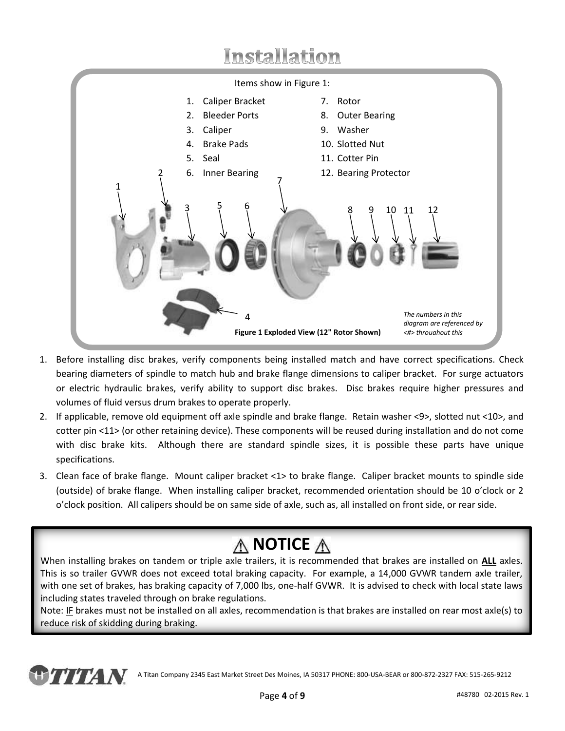# Installation

Items show in Figure 1:

1. Caliper Bracket
2. Bleeder Ports
3. Caliper
4. Brake Pads
5. Seal
6. Inner Bearing
7. Rotor
8. Outer Bearing
9. Washer
10. Slotted Nut
11. Cotter Pin
12. Bearing Protector

**Figure 1 Exploded View (12" Rotor Shown)**

*The numbers in this diagram are referenced by <#> throughout this*

1. Before installing disc brakes, verify components being installed match and have correct specifications. Check bearing diameters of spindle to match hub and brake flange dimensions to caliper bracket. For surge actuators or electric hydraulic brakes, verify ability to support disc brakes. Disc brakes require higher pressures and volumes of fluid versus drum brakes to operate properly.
2. If applicable, remove old equipment off axle spindle and brake flange. Retain washer <9>, slotted nut <10>, and cotter pin <11> (or other retaining device). These components will be reused during installation and do not come with disc brake kits. Although there are standard spindle sizes, it is possible these parts have unique specifications.
3. Clean face of brake flange. Mount caliper bracket <1> to brake flange. Caliper bracket mounts to spindle side (outside) of brake flange. When installing caliper bracket, recommended orientation should be 10 o'clock or 2 o'clock position. All calipers should be on same side of axle, such as, all installed on front side, or rear side.

## ⚠ NOTICE ⚠

When installing brakes on tandem or triple axle trailers, it is recommended that brakes are installed on **ALL** axles. This is so trailer GVWR does not exceed total braking capacity. For example, a 14,000 GVWR tandem axle trailer, with one set of brakes, has braking capacity of 7,000 lbs, one-half GVWR. It is advised to check with local state laws including states traveled through on brake regulations.

Note: IF brakes must not be installed on all axles, recommendation is that brakes are installed on rear most axle(s) to reduce risk of skidding during braking.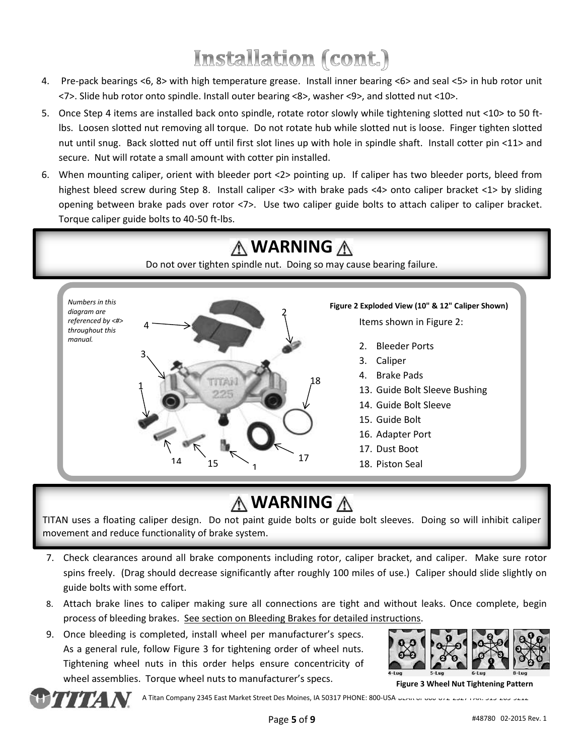# Installation (cont.)

4. Pre-pack bearings <6, 8> with high temperature grease. Install inner bearing <6> and seal <5> in hub rotor unit <7>. Slide hub rotor onto spindle. Install outer bearing <8>, washer <9>, and slotted nut <10>.
5. Once Step 4 items are installed back onto spindle, rotate rotor slowly while tightening slotted nut <10> to 50 ft-lbs. Loosen slotted nut removing all torque. Do not rotate hub while slotted nut is loose. Finger tighten slotted nut until snug. Back slotted nut off until first slot lines up with hole in spindle shaft. Install cotter pin <11> and secure. Nut will rotate a small amount with cotter pin installed.
6. When mounting caliper, orient with bleeder port <2> pointing up. If caliper has two bleeder ports, bleed from highest bleed screw during Step 8. Install caliper <3> with brake pads <4> onto caliper bracket <1> by sliding opening between brake pads over rotor <7>. Use two caliper guide bolts to attach caliper to caliper bracket. Torque caliper guide bolts to 40-50 ft-lbs.

## ⚠ WARNING ⚠

Do not over tighten spindle nut. Doing so may cause bearing failure.

*Numbers in this diagram are referenced by <#> throughout this manual.*

**Figure 2 Exploded View (10" & 12" Caliper Shown)**

Items shown in Figure 2:

2. Bleeder Ports
3. Caliper
4. Brake Pads
13. Guide Bolt Sleeve Bushing
14. Guide Bolt Sleeve
15. Guide Bolt
16. Adapter Port
17. Dust Boot
18. Piston Seal

## ⚠ WARNING ⚠

TITAN uses a floating caliper design. Do not paint guide bolts or guide bolt sleeves. Doing so will inhibit caliper movement and reduce functionality of brake system.

7. Check clearances around all brake components including rotor, caliper bracket, and caliper. Make sure rotor spins freely. (Drag should decrease significantly after roughly 100 miles of use.) Caliper should slide slightly on guide bolts with some effort.
8. Attach brake lines to caliper making sure all connections are tight and without leaks. Once complete, begin process of bleeding brakes. See section on Bleeding Brakes for detailed instructions.
9. Once bleeding is completed, install wheel per manufacturer's specs. As a general rule, follow Figure 3 for tightening order of wheel nuts. Tightening wheel nuts in this order helps ensure concentricity of wheel assemblies. Torque wheel nuts to manufacturer's specs.

**Figure 3 Wheel Nut Tightening Pattern**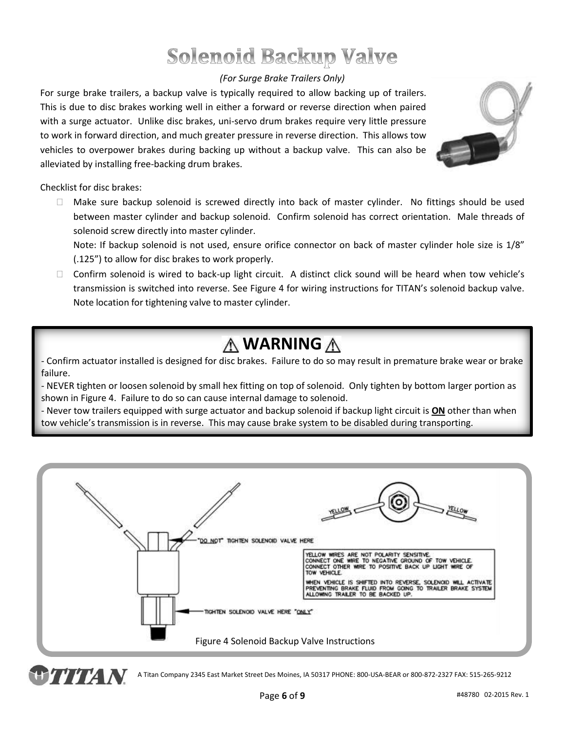# Solenoid Backup Valve

*(For Surge Brake Trailers Only)*

For surge brake trailers, a backup valve is typically required to allow backing up of trailers. This is due to disc brakes working well in either a forward or reverse direction when paired with a surge actuator. Unlike disc brakes, uni-servo drum brakes require very little pressure to work in forward direction, and much greater pressure in reverse direction. This allows tow vehicles to overpower brakes during backing up without a backup valve. This can also be alleviated by installing free-backing drum brakes.

Checklist for disc brakes:

- Make sure backup solenoid is screwed directly into back of master cylinder. No fittings should be used between master cylinder and backup solenoid. Confirm solenoid has correct orientation. Male threads of solenoid screw directly into master cylinder.
  Note: If backup solenoid is not used, ensure orifice connector on back of master cylinder hole size is 1/8" (.125") to allow for disc brakes to work properly.
- Confirm solenoid is wired to back-up light circuit. A distinct click sound will be heard when tow vehicle's transmission is switched into reverse. See Figure 4 for wiring instructions for TITAN's solenoid backup valve. Note location for tightening valve to master cylinder.

> ## ⚠ WARNING ⚠
>
> - Confirm actuator installed is designed for disc brakes. Failure to do so may result in premature brake wear or brake failure.
> - NEVER tighten or loosen solenoid by small hex fitting on top of solenoid. Only tighten by bottom larger portion as shown in Figure 4. Failure to do so can cause internal damage to solenoid.
> - Never tow trailers equipped with surge actuator and backup solenoid if backup light circuit is **ON** other than when tow vehicle's transmission is in reverse. This may cause brake system to be disabled during transporting.

"DO NOT" TIGHTEN SOLENOID VALVE HERE

TIGHTEN SOLENOID VALVE HERE "ONLY"

YELLOW YELLOW

YELLOW WIRES ARE NOT POLARITY SENSITIVE.
CONNECT ONE WIRE TO NEGATIVE GROUND OF TOW VEHICLE.
CONNECT OTHER WIRE TO POSITIVE BACK UP LIGHT WIRE OF TOW VEHICLE.

WHEN VEHICLE IS SHIFTED INTO REVERSE, SOLENOID WILL ACTIVATE PREVENTING BRAKE FLUID FROM GOING TO TRAILER BRAKE SYSTEM ALLOWING TRAILER TO BE BACKED UP.

Figure 4 Solenoid Backup Valve Instructions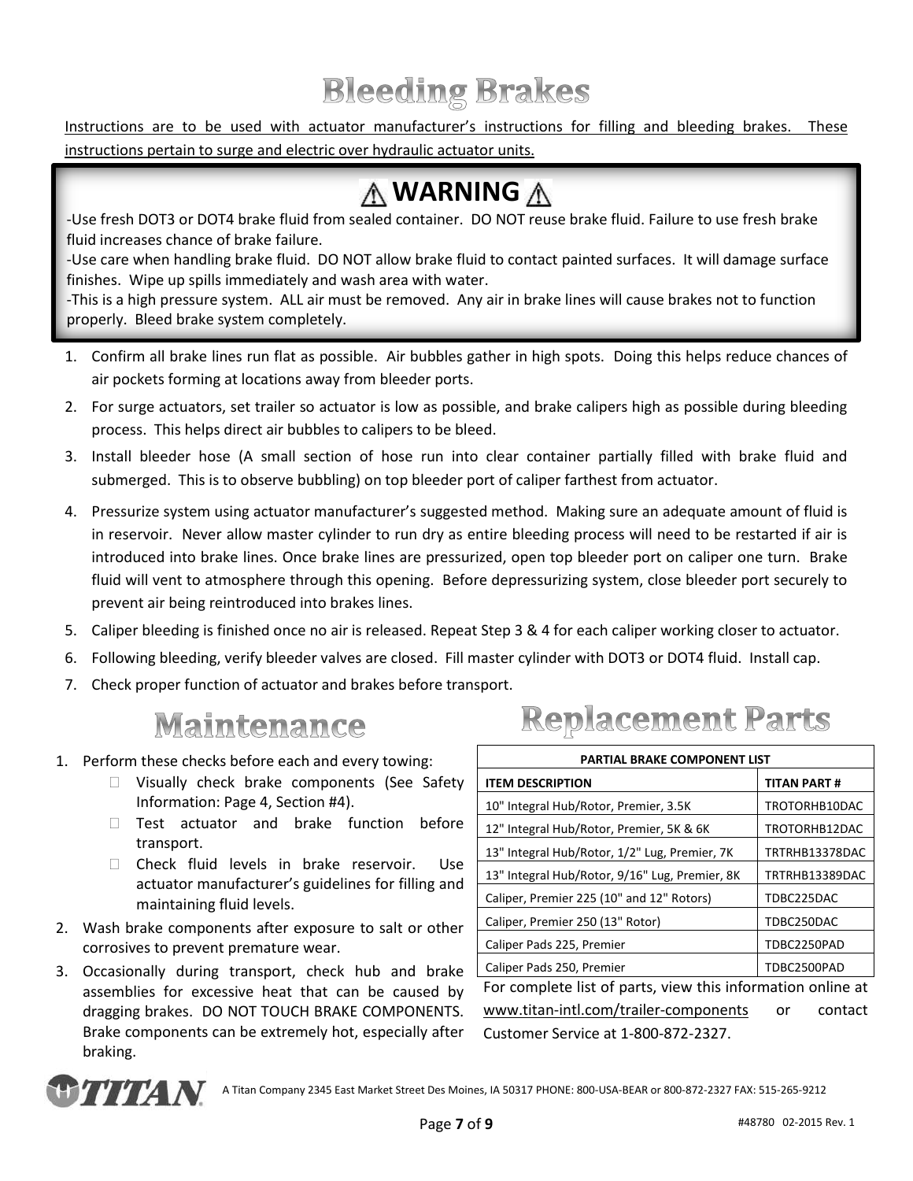# Bleeding Brakes

Instructions are to be used with actuator manufacturer's instructions for filling and bleeding brakes. These instructions pertain to surge and electric over hydraulic actuator units.

## ⚠ WARNING ⚠

-Use fresh DOT3 or DOT4 brake fluid from sealed container. DO NOT reuse brake fluid. Failure to use fresh brake fluid increases chance of brake failure.
-Use care when handling brake fluid. DO NOT allow brake fluid to contact painted surfaces. It will damage surface finishes. Wipe up spills immediately and wash area with water.
-This is a high pressure system. ALL air must be removed. Any air in brake lines will cause brakes not to function properly. Bleed brake system completely.

1. Confirm all brake lines run flat as possible. Air bubbles gather in high spots. Doing this helps reduce chances of air pockets forming at locations away from bleeder ports.
2. For surge actuators, set trailer so actuator is low as possible, and brake calipers high as possible during bleeding process. This helps direct air bubbles to calipers to be bleed.
3. Install bleeder hose (A small section of hose run into clear container partially filled with brake fluid and submerged. This is to observe bubbling) on top bleeder port of caliper farthest from actuator.
4. Pressurize system using actuator manufacturer's suggested method. Making sure an adequate amount of fluid is in reservoir. Never allow master cylinder to run dry as entire bleeding process will need to be restarted if air is introduced into brake lines. Once brake lines are pressurized, open top bleeder port on caliper one turn. Brake fluid will vent to atmosphere through this opening. Before depressurizing system, close bleeder port securely to prevent air being reintroduced into brakes lines.
5. Caliper bleeding is finished once no air is released. Repeat Step 3 & 4 for each caliper working closer to actuator.
6. Following bleeding, verify bleeder valves are closed. Fill master cylinder with DOT3 or DOT4 fluid. Install cap.
7. Check proper function of actuator and brakes before transport.

# Maintenance

1. Perform these checks before each and every towing:
   - Visually check brake components (See Safety Information: Page 4, Section #4).
   - Test actuator and brake function before transport.
   - Check fluid levels in brake reservoir. Use actuator manufacturer's guidelines for filling and maintaining fluid levels.
2. Wash brake components after exposure to salt or other corrosives to prevent premature wear.
3. Occasionally during transport, check hub and brake assemblies for excessive heat that can be caused by dragging brakes. DO NOT TOUCH BRAKE COMPONENTS. Brake components can be extremely hot, especially after braking.

# Replacement Parts

| PARTIAL BRAKE COMPONENT LIST | |
|---|---|
| **ITEM DESCRIPTION** | **TITAN PART #** |
| 10" Integral Hub/Rotor, Premier, 3.5K | TROTORHB10DAC |
| 12" Integral Hub/Rotor, Premier, 5K & 6K | TROTORHB12DAC |
| 13" Integral Hub/Rotor, 1/2" Lug, Premier, 7K | TRTRHB13378DAC |
| 13" Integral Hub/Rotor, 9/16" Lug, Premier, 8K | TRTRHB13389DAC |
| Caliper, Premier 225 (10" and 12" Rotors) | TDBC225DAC |
| Caliper, Premier 250 (13" Rotor) | TDBC250DAC |
| Caliper Pads 225, Premier | TDBC2250PAD |
| Caliper Pads 250, Premier | TDBC2500PAD |

For complete list of parts, view this information online at www.titan-intl.com/trailer-components or contact Customer Service at 1-800-872-2327.

TITAN A Titan Company 2345 East Market Street Des Moines, IA 50317 PHONE: 800-USA-BEAR or 800-872-2327 FAX: 515-265-9212

#48780 02-2015 Rev. 1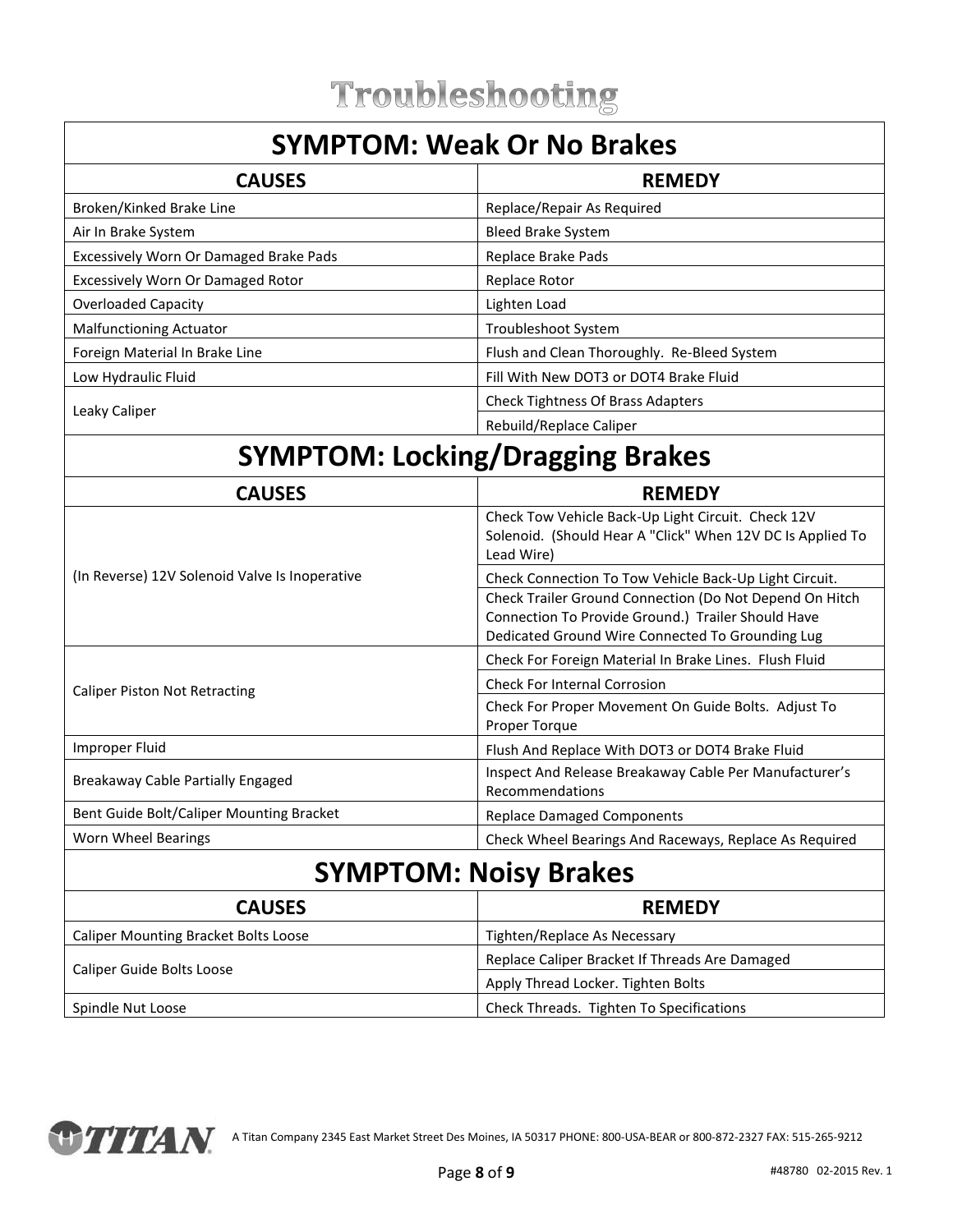# Troubleshooting

## SYMPTOM: Weak Or No Brakes

| CAUSES | REMEDY |
| --- | --- |
| Broken/Kinked Brake Line | Replace/Repair As Required |
| Air In Brake System | Bleed Brake System |
| Excessively Worn Or Damaged Brake Pads | Replace Brake Pads |
| Excessively Worn Or Damaged Rotor | Replace Rotor |
| Overloaded Capacity | Lighten Load |
| Malfunctioning Actuator | Troubleshoot System |
| Foreign Material In Brake Line | Flush and Clean Thoroughly. Re-Bleed System |
| Low Hydraulic Fluid | Fill With New DOT3 or DOT4 Brake Fluid |
| Leaky Caliper | Check Tightness Of Brass Adapters |
| | Rebuild/Replace Caliper |

## SYMPTOM: Locking/Dragging Brakes

| CAUSES | REMEDY |
| --- | --- |
| (In Reverse) 12V Solenoid Valve Is Inoperative | Check Tow Vehicle Back-Up Light Circuit. Check 12V Solenoid. (Should Hear A "Click" When 12V DC Is Applied To Lead Wire) |
| | Check Connection To Tow Vehicle Back-Up Light Circuit. |
| | Check Trailer Ground Connection (Do Not Depend On Hitch Connection To Provide Ground.) Trailer Should Have Dedicated Ground Wire Connected To Grounding Lug |
| Caliper Piston Not Retracting | Check For Foreign Material In Brake Lines. Flush Fluid |
| | Check For Internal Corrosion |
| | Check For Proper Movement On Guide Bolts. Adjust To Proper Torque |
| Improper Fluid | Flush And Replace With DOT3 or DOT4 Brake Fluid |
| Breakaway Cable Partially Engaged | Inspect And Release Breakaway Cable Per Manufacturer's Recommendations |
| Bent Guide Bolt/Caliper Mounting Bracket | Replace Damaged Components |
| Worn Wheel Bearings | Check Wheel Bearings And Raceways, Replace As Required |

## SYMPTOM: Noisy Brakes

| CAUSES | REMEDY |
| --- | --- |
| Caliper Mounting Bracket Bolts Loose | Tighten/Replace As Necessary |
| Caliper Guide Bolts Loose | Replace Caliper Bracket If Threads Are Damaged |
| | Apply Thread Locker. Tighten Bolts |
| Spindle Nut Loose | Check Threads. Tighten To Specifications |

TITAN A Titan Company 2345 East Market Street Des Moines, IA 50317 PHONE: 800-USA-BEAR or 800-872-2327 FAX: 515-265-9212

#48780 02-2015 Rev. 1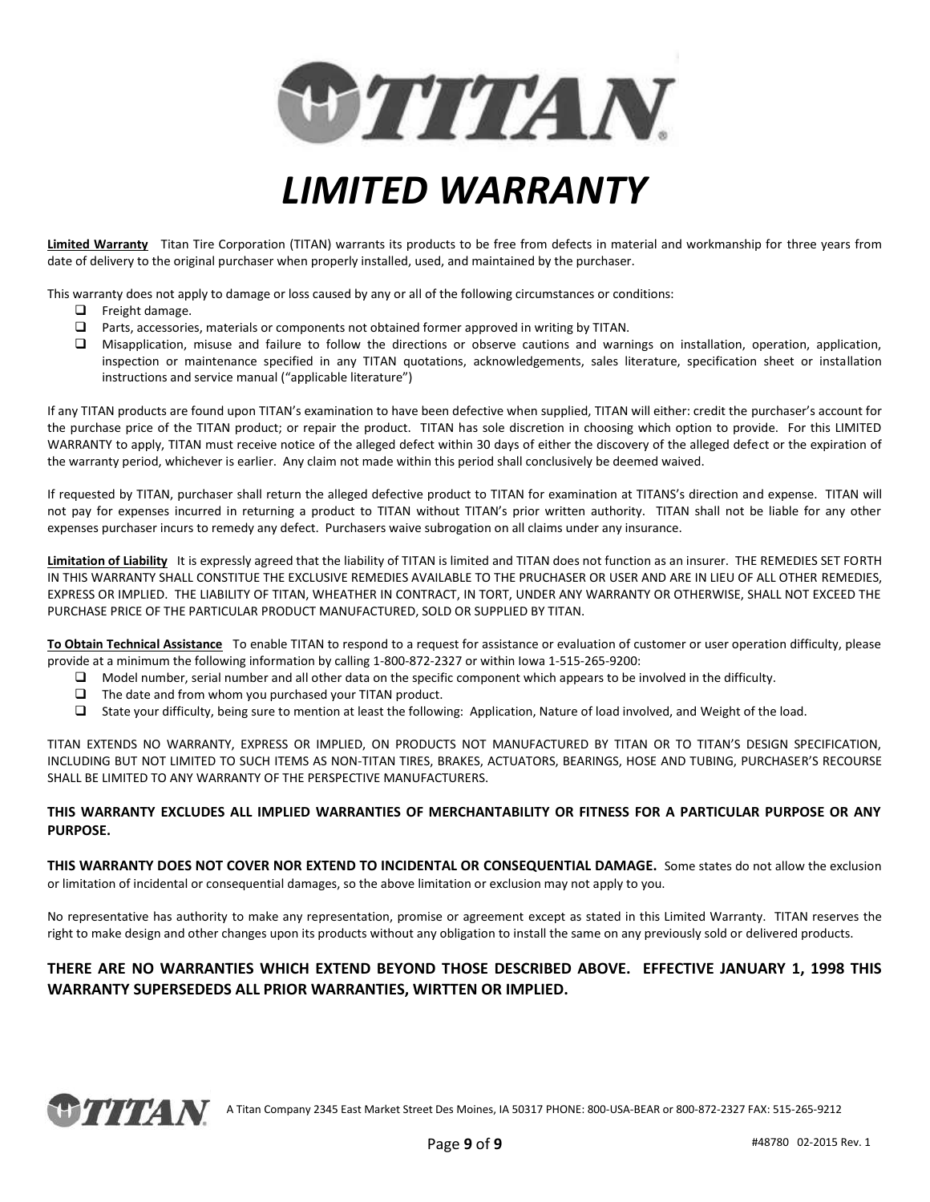# LIMITED WARRANTY

**Limited Warranty** Titan Tire Corporation (TITAN) warrants its products to be free from defects in material and workmanship for three years from date of delivery to the original purchaser when properly installed, used, and maintained by the purchaser.

This warranty does not apply to damage or loss caused by any or all of the following circumstances or conditions:

- Freight damage.
- Parts, accessories, materials or components not obtained former approved in writing by TITAN.
- Misapplication, misuse and failure to follow the directions or observe cautions and warnings on installation, operation, application, inspection or maintenance specified in any TITAN quotations, acknowledgements, sales literature, specification sheet or installation instructions and service manual ("applicable literature")

If any TITAN products are found upon TITAN's examination to have been defective when supplied, TITAN will either: credit the purchaser's account for the purchase price of the TITAN product; or repair the product. TITAN has sole discretion in choosing which option to provide. For this LIMITED WARRANTY to apply, TITAN must receive notice of the alleged defect within 30 days of either the discovery of the alleged defect or the expiration of the warranty period, whichever is earlier. Any claim not made within this period shall conclusively be deemed waived.

If requested by TITAN, purchaser shall return the alleged defective product to TITAN for examination at TITANS's direction and expense. TITAN will not pay for expenses incurred in returning a product to TITAN without TITAN's prior written authority. TITAN shall not be liable for any other expenses purchaser incurs to remedy any defect. Purchasers waive subrogation on all claims under any insurance.

**Limitation of Liability** It is expressly agreed that the liability of TITAN is limited and TITAN does not function as an insurer. THE REMEDIES SET FORTH IN THIS WARRANTY SHALL CONSTITUE THE EXCLUSIVE REMEDIES AVAILABLE TO THE PRUCHASER OR USER AND ARE IN LIEU OF ALL OTHER REMEDIES, EXPRESS OR IMPLIED. THE LIABILITY OF TITAN, WHEATHER IN CONTRACT, IN TORT, UNDER ANY WARRANTY OR OTHERWISE, SHALL NOT EXCEED THE PURCHASE PRICE OF THE PARTICULAR PRODUCT MANUFACTURED, SOLD OR SUPPLIED BY TITAN.

**To Obtain Technical Assistance** To enable TITAN to respond to a request for assistance or evaluation of customer or user operation difficulty, please provide at a minimum the following information by calling 1-800-872-2327 or within Iowa 1-515-265-9200:

- Model number, serial number and all other data on the specific component which appears to be involved in the difficulty.
- The date and from whom you purchased your TITAN product.
- State your difficulty, being sure to mention at least the following: Application, Nature of load involved, and Weight of the load.

TITAN EXTENDS NO WARRANTY, EXPRESS OR IMPLIED, ON PRODUCTS NOT MANUFACTURED BY TITAN OR TO TITAN'S DESIGN SPECIFICATION, INCLUDING BUT NOT LIMITED TO SUCH ITEMS AS NON-TITAN TIRES, BRAKES, ACTUATORS, BEARINGS, HOSE AND TUBING, PURCHASER'S RECOURSE SHALL BE LIMITED TO ANY WARRANTY OF THE PERSPECTIVE MANUFACTURERS.

**THIS WARRANTY EXCLUDES ALL IMPLIED WARRANTIES OF MERCHANTABILITY OR FITNESS FOR A PARTICULAR PURPOSE OR ANY PURPOSE.**

**THIS WARRANTY DOES NOT COVER NOR EXTEND TO INCIDENTAL OR CONSEQUENTIAL DAMAGE.** Some states do not allow the exclusion or limitation of incidental or consequential damages, so the above limitation or exclusion may not apply to you.

No representative has authority to make any representation, promise or agreement except as stated in this Limited Warranty. TITAN reserves the right to make design and other changes upon its products without any obligation to install the same on any previously sold or delivered products.

**THERE ARE NO WARRANTIES WHICH EXTEND BEYOND THOSE DESCRIBED ABOVE. EFFECTIVE JANUARY 1, 1998 THIS WARRANTY SUPERSEDEDS ALL PRIOR WARRANTIES, WIRTTEN OR IMPLIED.**

A Titan Company 2345 East Market Street Des Moines, IA 50317 PHONE: 800-USA-BEAR or 800-872-2327 FAX: 515-265-9212

#48780 02-2015 Rev. 1